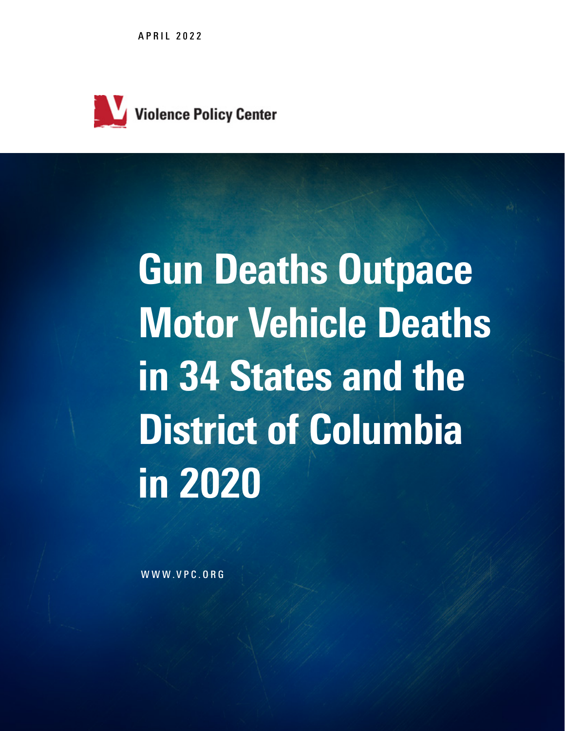APRIL 2022

Violence Policy Center

# Gun Deaths Outpace Motor Vehicle Deaths in 34 States and the District of Columbia in 2020

WWW.VPC.ORG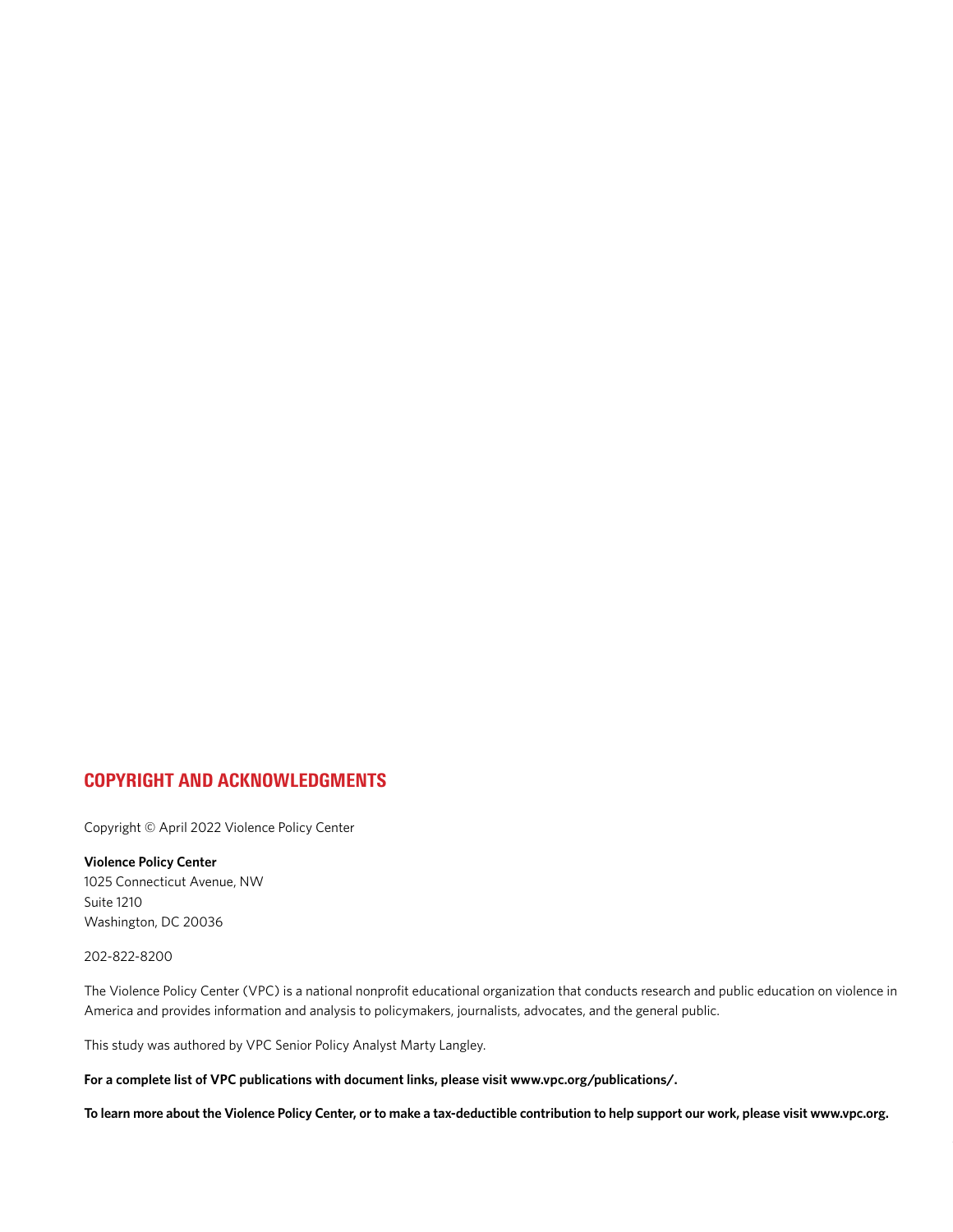## COPYRIGHT AND ACKNOWLEDGMENTS

Copyright © April 2022 Violence Policy Center

**Violence Policy Center**
1025 Connecticut Avenue, NW
Suite 1210
Washington, DC 20036

202-822-8200

The Violence Policy Center (VPC) is a national nonprofit educational organization that conducts research and public education on violence in America and provides information and analysis to policymakers, journalists, advocates, and the general public.

This study was authored by VPC Senior Policy Analyst Marty Langley.

**For a complete list of VPC publications with document links, please visit www.vpc.org/publications/.**

**To learn more about the Violence Policy Center, or to make a tax-deductible contribution to help support our work, please visit www.vpc.org.**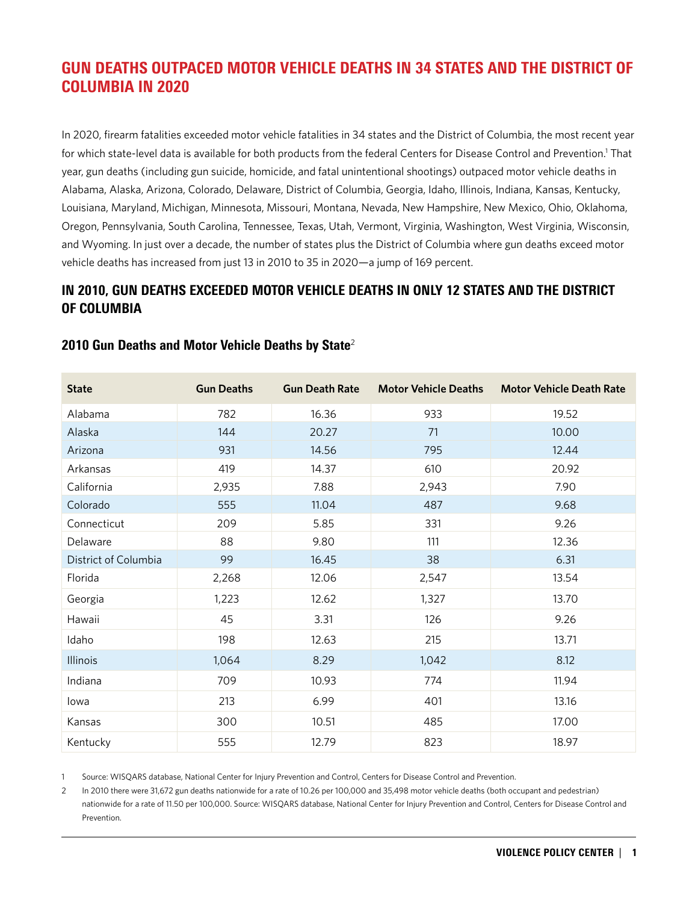## GUN DEATHS OUTPACED MOTOR VEHICLE DEATHS IN 34 STATES AND THE DISTRICT OF COLUMBIA IN 2020

In 2020, firearm fatalities exceeded motor vehicle fatalities in 34 states and the District of Columbia, the most recent year for which state-level data is available for both products from the federal Centers for Disease Control and Prevention.[1] That year, gun deaths (including gun suicide, homicide, and fatal unintentional shootings) outpaced motor vehicle deaths in Alabama, Alaska, Arizona, Colorado, Delaware, District of Columbia, Georgia, Idaho, Illinois, Indiana, Kansas, Kentucky, Louisiana, Maryland, Michigan, Minnesota, Missouri, Montana, Nevada, New Hampshire, New Mexico, Ohio, Oklahoma, Oregon, Pennsylvania, South Carolina, Tennessee, Texas, Utah, Vermont, Virginia, Washington, West Virginia, Wisconsin, and Wyoming. In just over a decade, the number of states plus the District of Columbia where gun deaths exceed motor vehicle deaths has increased from just 13 in 2010 to 35 in 2020—a jump of 169 percent.

## IN 2010, GUN DEATHS EXCEEDED MOTOR VEHICLE DEATHS IN ONLY 12 STATES AND THE DISTRICT OF COLUMBIA

### 2010 Gun Deaths and Motor Vehicle Deaths by State[2]

| State | Gun Deaths | Gun Death Rate | Motor Vehicle Deaths | Motor Vehicle Death Rate |
|---|---|---|---|---|
| Alabama | 782 | 16.36 | 933 | 19.52 |
| Alaska | 144 | 20.27 | 71 | 10.00 |
| Arizona | 931 | 14.56 | 795 | 12.44 |
| Arkansas | 419 | 14.37 | 610 | 20.92 |
| California | 2,935 | 7.88 | 2,943 | 7.90 |
| Colorado | 555 | 11.04 | 487 | 9.68 |
| Connecticut | 209 | 5.85 | 331 | 9.26 |
| Delaware | 88 | 9.80 | 111 | 12.36 |
| District of Columbia | 99 | 16.45 | 38 | 6.31 |
| Florida | 2,268 | 12.06 | 2,547 | 13.54 |
| Georgia | 1,223 | 12.62 | 1,327 | 13.70 |
| Hawaii | 45 | 3.31 | 126 | 9.26 |
| Idaho | 198 | 12.63 | 215 | 13.71 |
| Illinois | 1,064 | 8.29 | 1,042 | 8.12 |
| Indiana | 709 | 10.93 | 774 | 11.94 |
| Iowa | 213 | 6.99 | 401 | 13.16 |
| Kansas | 300 | 10.51 | 485 | 17.00 |
| Kentucky | 555 | 12.79 | 823 | 18.97 |

1 Source: WISQARS database, National Center for Injury Prevention and Control, Centers for Disease Control and Prevention.

2 In 2010 there were 31,672 gun deaths nationwide for a rate of 10.26 per 100,000 and 35,498 motor vehicle deaths (both occupant and pedestrian) nationwide for a rate of 11.50 per 100,000. Source: WISQARS database, National Center for Injury Prevention and Control, Centers for Disease Control and Prevention.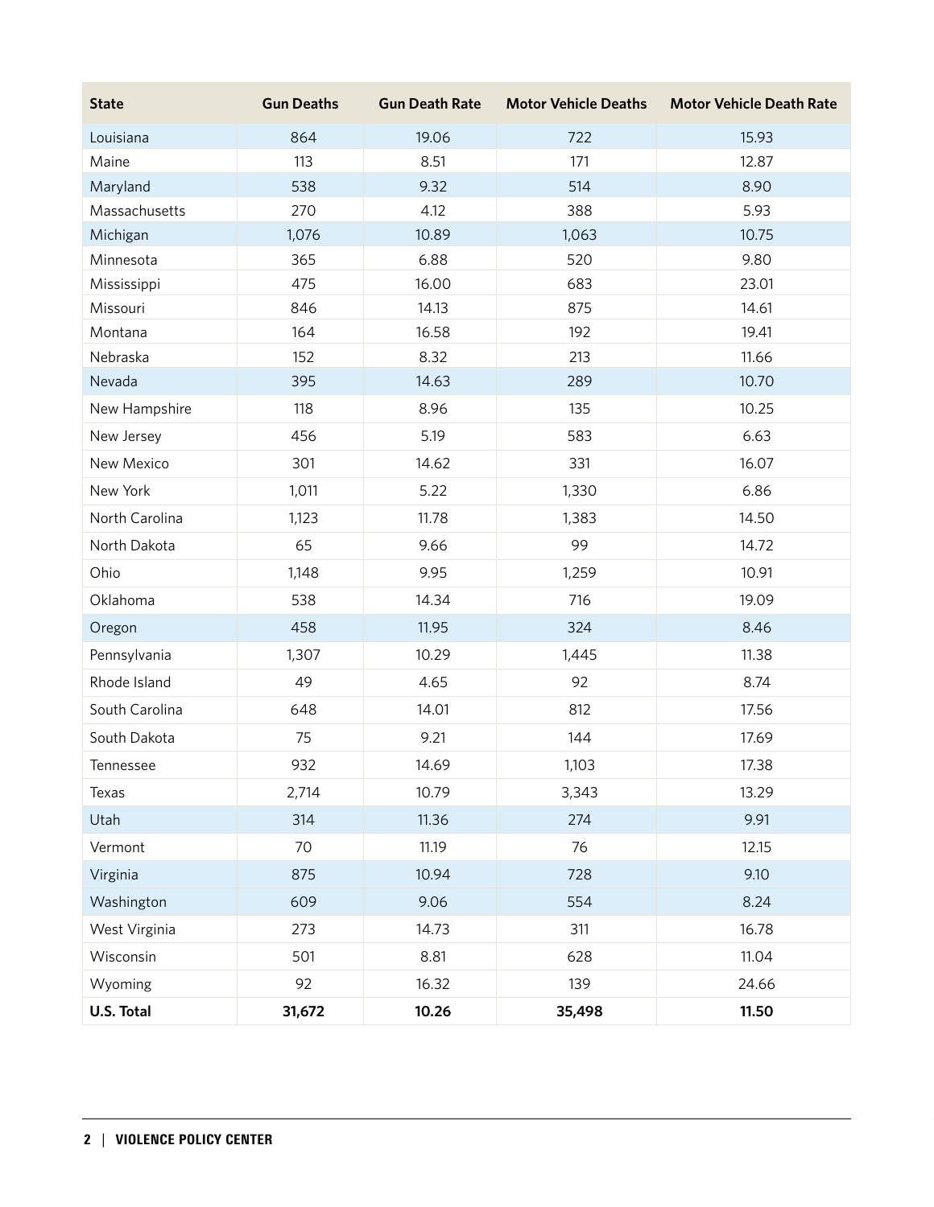| State | Gun Deaths | Gun Death Rate | Motor Vehicle Deaths | Motor Vehicle Death Rate |
|---|---|---|---|---|
| Louisiana | 864 | 19.06 | 722 | 15.93 |
| Maine | 113 | 8.51 | 171 | 12.87 |
| Maryland | 538 | 9.32 | 514 | 8.90 |
| Massachusetts | 270 | 4.12 | 388 | 5.93 |
| Michigan | 1,076 | 10.89 | 1,063 | 10.75 |
| Minnesota | 365 | 6.88 | 520 | 9.80 |
| Mississippi | 475 | 16.00 | 683 | 23.01 |
| Missouri | 846 | 14.13 | 875 | 14.61 |
| Montana | 164 | 16.58 | 192 | 19.41 |
| Nebraska | 152 | 8.32 | 213 | 11.66 |
| Nevada | 395 | 14.63 | 289 | 10.70 |
| New Hampshire | 118 | 8.96 | 135 | 10.25 |
| New Jersey | 456 | 5.19 | 583 | 6.63 |
| New Mexico | 301 | 14.62 | 331 | 16.07 |
| New York | 1,011 | 5.22 | 1,330 | 6.86 |
| North Carolina | 1,123 | 11.78 | 1,383 | 14.50 |
| North Dakota | 65 | 9.66 | 99 | 14.72 |
| Ohio | 1,148 | 9.95 | 1,259 | 10.91 |
| Oklahoma | 538 | 14.34 | 716 | 19.09 |
| Oregon | 458 | 11.95 | 324 | 8.46 |
| Pennsylvania | 1,307 | 10.29 | 1,445 | 11.38 |
| Rhode Island | 49 | 4.65 | 92 | 8.74 |
| South Carolina | 648 | 14.01 | 812 | 17.56 |
| South Dakota | 75 | 9.21 | 144 | 17.69 |
| Tennessee | 932 | 14.69 | 1,103 | 17.38 |
| Texas | 2,714 | 10.79 | 3,343 | 13.29 |
| Utah | 314 | 11.36 | 274 | 9.91 |
| Vermont | 70 | 11.19 | 76 | 12.15 |
| Virginia | 875 | 10.94 | 728 | 9.10 |
| Washington | 609 | 9.06 | 554 | 8.24 |
| West Virginia | 273 | 14.73 | 311 | 16.78 |
| Wisconsin | 501 | 8.81 | 628 | 11.04 |
| Wyoming | 92 | 16.32 | 139 | 24.66 |
| **U.S. Total** | **31,672** | **10.26** | **35,498** | **11.50** |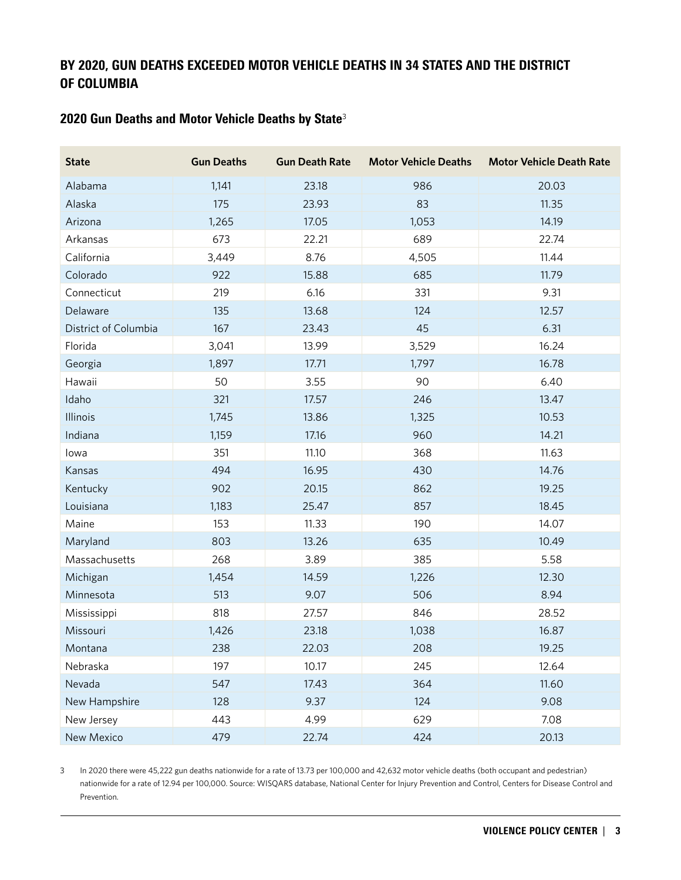## BY 2020, GUN DEATHS EXCEEDED MOTOR VEHICLE DEATHS IN 34 STATES AND THE DISTRICT OF COLUMBIA

### 2020 Gun Deaths and Motor Vehicle Deaths by State[3]

| State | Gun Deaths | Gun Death Rate | Motor Vehicle Deaths | Motor Vehicle Death Rate |
|---|---|---|---|---|
| Alabama | 1,141 | 23.18 | 986 | 20.03 |
| Alaska | 175 | 23.93 | 83 | 11.35 |
| Arizona | 1,265 | 17.05 | 1,053 | 14.19 |
| Arkansas | 673 | 22.21 | 689 | 22.74 |
| California | 3,449 | 8.76 | 4,505 | 11.44 |
| Colorado | 922 | 15.88 | 685 | 11.79 |
| Connecticut | 219 | 6.16 | 331 | 9.31 |
| Delaware | 135 | 13.68 | 124 | 12.57 |
| District of Columbia | 167 | 23.43 | 45 | 6.31 |
| Florida | 3,041 | 13.99 | 3,529 | 16.24 |
| Georgia | 1,897 | 17.71 | 1,797 | 16.78 |
| Hawaii | 50 | 3.55 | 90 | 6.40 |
| Idaho | 321 | 17.57 | 246 | 13.47 |
| Illinois | 1,745 | 13.86 | 1,325 | 10.53 |
| Indiana | 1,159 | 17.16 | 960 | 14.21 |
| Iowa | 351 | 11.10 | 368 | 11.63 |
| Kansas | 494 | 16.95 | 430 | 14.76 |
| Kentucky | 902 | 20.15 | 862 | 19.25 |
| Louisiana | 1,183 | 25.47 | 857 | 18.45 |
| Maine | 153 | 11.33 | 190 | 14.07 |
| Maryland | 803 | 13.26 | 635 | 10.49 |
| Massachusetts | 268 | 3.89 | 385 | 5.58 |
| Michigan | 1,454 | 14.59 | 1,226 | 12.30 |
| Minnesota | 513 | 9.07 | 506 | 8.94 |
| Mississippi | 818 | 27.57 | 846 | 28.52 |
| Missouri | 1,426 | 23.18 | 1,038 | 16.87 |
| Montana | 238 | 22.03 | 208 | 19.25 |
| Nebraska | 197 | 10.17 | 245 | 12.64 |
| Nevada | 547 | 17.43 | 364 | 11.60 |
| New Hampshire | 128 | 9.37 | 124 | 9.08 |
| New Jersey | 443 | 4.99 | 629 | 7.08 |
| New Mexico | 479 | 22.74 | 424 | 20.13 |

3 In 2020 there were 45,222 gun deaths nationwide for a rate of 13.73 per 100,000 and 42,632 motor vehicle deaths (both occupant and pedestrian) nationwide for a rate of 12.94 per 100,000. Source: WISQARS database, National Center for Injury Prevention and Control, Centers for Disease Control and Prevention.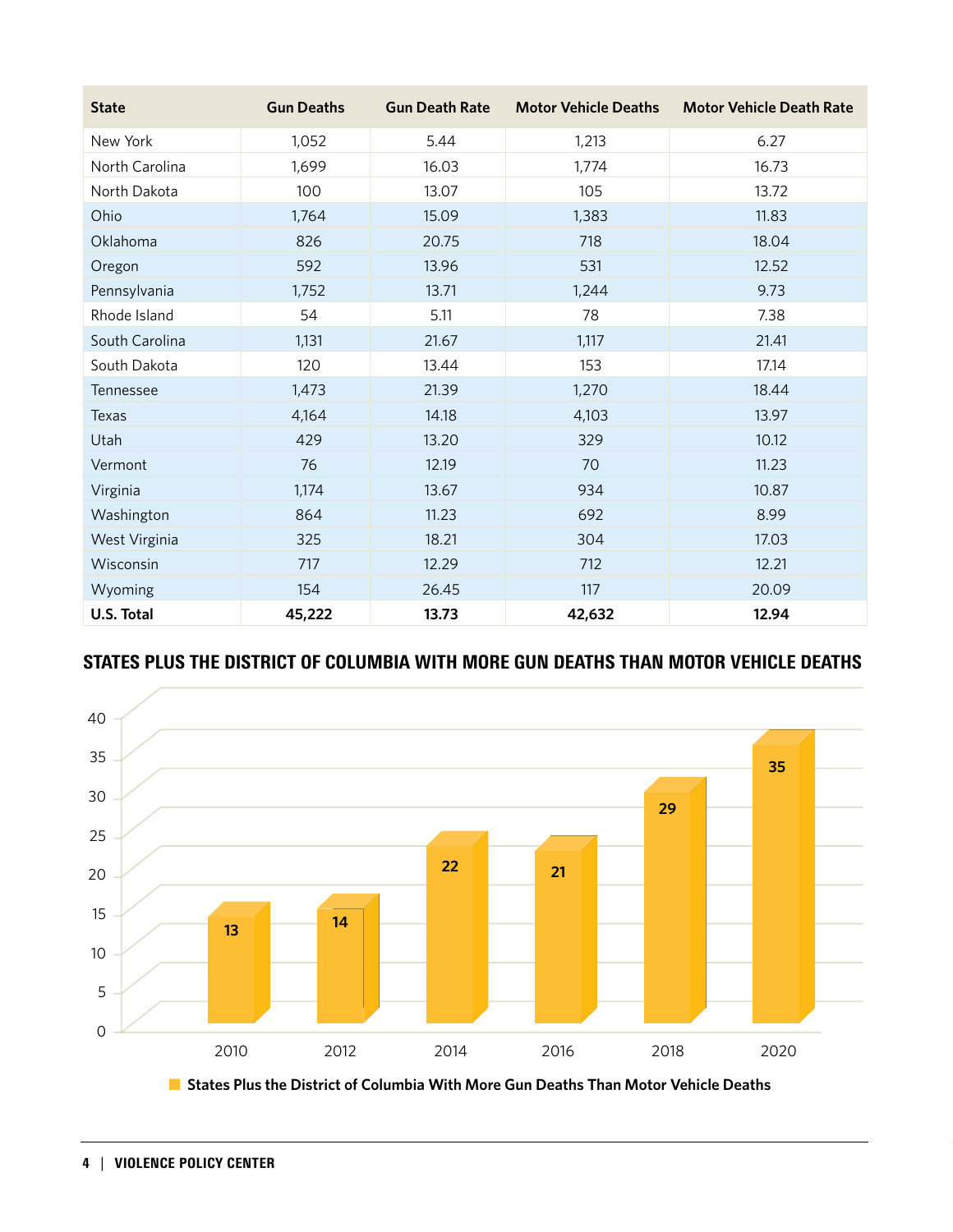| State | Gun Deaths | Gun Death Rate | Motor Vehicle Deaths | Motor Vehicle Death Rate |
|---|---|---|---|---|
| New York | 1,052 | 5.44 | 1,213 | 6.27 |
| North Carolina | 1,699 | 16.03 | 1,774 | 16.73 |
| North Dakota | 100 | 13.07 | 105 | 13.72 |
| Ohio | 1,764 | 15.09 | 1,383 | 11.83 |
| Oklahoma | 826 | 20.75 | 718 | 18.04 |
| Oregon | 592 | 13.96 | 531 | 12.52 |
| Pennsylvania | 1,752 | 13.71 | 1,244 | 9.73 |
| Rhode Island | 54 | 5.11 | 78 | 7.38 |
| South Carolina | 1,131 | 21.67 | 1,117 | 21.41 |
| South Dakota | 120 | 13.44 | 153 | 17.14 |
| Tennessee | 1,473 | 21.39 | 1,270 | 18.44 |
| Texas | 4,164 | 14.18 | 4,103 | 13.97 |
| Utah | 429 | 13.20 | 329 | 10.12 |
| Vermont | 76 | 12.19 | 70 | 11.23 |
| Virginia | 1,174 | 13.67 | 934 | 10.87 |
| Washington | 864 | 11.23 | 692 | 8.99 |
| West Virginia | 325 | 18.21 | 304 | 17.03 |
| Wisconsin | 717 | 12.29 | 712 | 12.21 |
| Wyoming | 154 | 26.45 | 117 | 20.09 |
| **U.S. Total** | **45,222** | **13.73** | **42,632** | **12.94** |

## STATES PLUS THE DISTRICT OF COLUMBIA WITH MORE GUN DEATHS THAN MOTOR VEHICLE DEATHS

| Year | States Plus the District of Columbia With More Gun Deaths Than Motor Vehicle Deaths |
|---|---|
| 2010 | 13 |
| 2012 | 14 |
| 2014 | 22 |
| 2016 | 21 |
| 2018 | 29 |
| 2020 | 35 |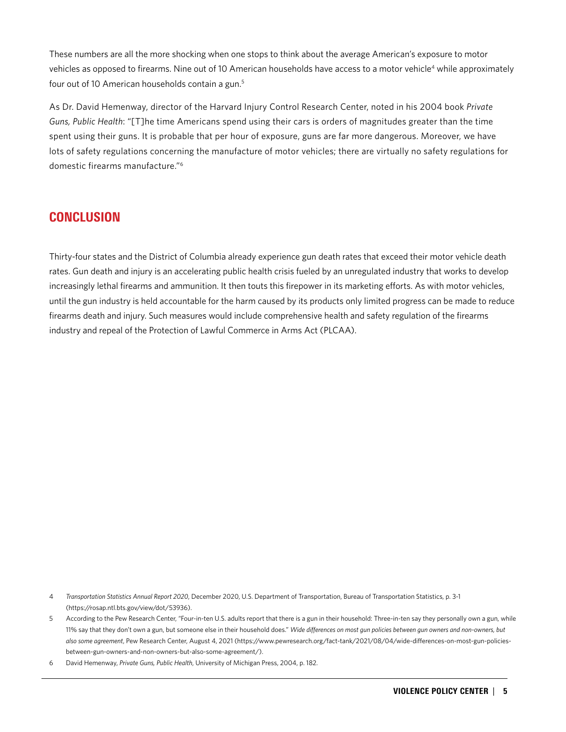These numbers are all the more shocking when one stops to think about the average American's exposure to motor vehicles as opposed to firearms. Nine out of 10 American households have access to a motor vehicle[4] while approximately four out of 10 American households contain a gun.[5]

As Dr. David Hemenway, director of the Harvard Injury Control Research Center, noted in his 2004 book *Private Guns, Public Health*: "[T]he time Americans spend using their cars is orders of magnitudes greater than the time spent using their guns. It is probable that per hour of exposure, guns are far more dangerous. Moreover, we have lots of safety regulations concerning the manufacture of motor vehicles; there are virtually no safety regulations for domestic firearms manufacture."[6]

## CONCLUSION

Thirty-four states and the District of Columbia already experience gun death rates that exceed their motor vehicle death rates. Gun death and injury is an accelerating public health crisis fueled by an unregulated industry that works to develop increasingly lethal firearms and ammunition. It then touts this firepower in its marketing efforts. As with motor vehicles, until the gun industry is held accountable for the harm caused by its products only limited progress can be made to reduce firearms death and injury. Such measures would include comprehensive health and safety regulation of the firearms industry and repeal of the Protection of Lawful Commerce in Arms Act (PLCAA).

---

4 *Transportation Statistics Annual Report 2020*, December 2020, U.S. Department of Transportation, Bureau of Transportation Statistics, p. 3-1 (https://rosap.ntl.bts.gov/view/dot/53936).

5 According to the Pew Research Center, "Four-in-ten U.S. adults report that there is a gun in their household: Three-in-ten say they personally own a gun, while 11% say that they don't own a gun, but someone else in their household does." *Wide differences on most gun policies between gun owners and non-owners, but also some agreement*, Pew Research Center, August 4, 2021 (https://www.pewresearch.org/fact-tank/2021/08/04/wide-differences-on-most-gun-policies-between-gun-owners-and-non-owners-but-also-some-agreement/).

6 David Hemenway, *Private Guns, Public Health*, University of Michigan Press, 2004, p. 182.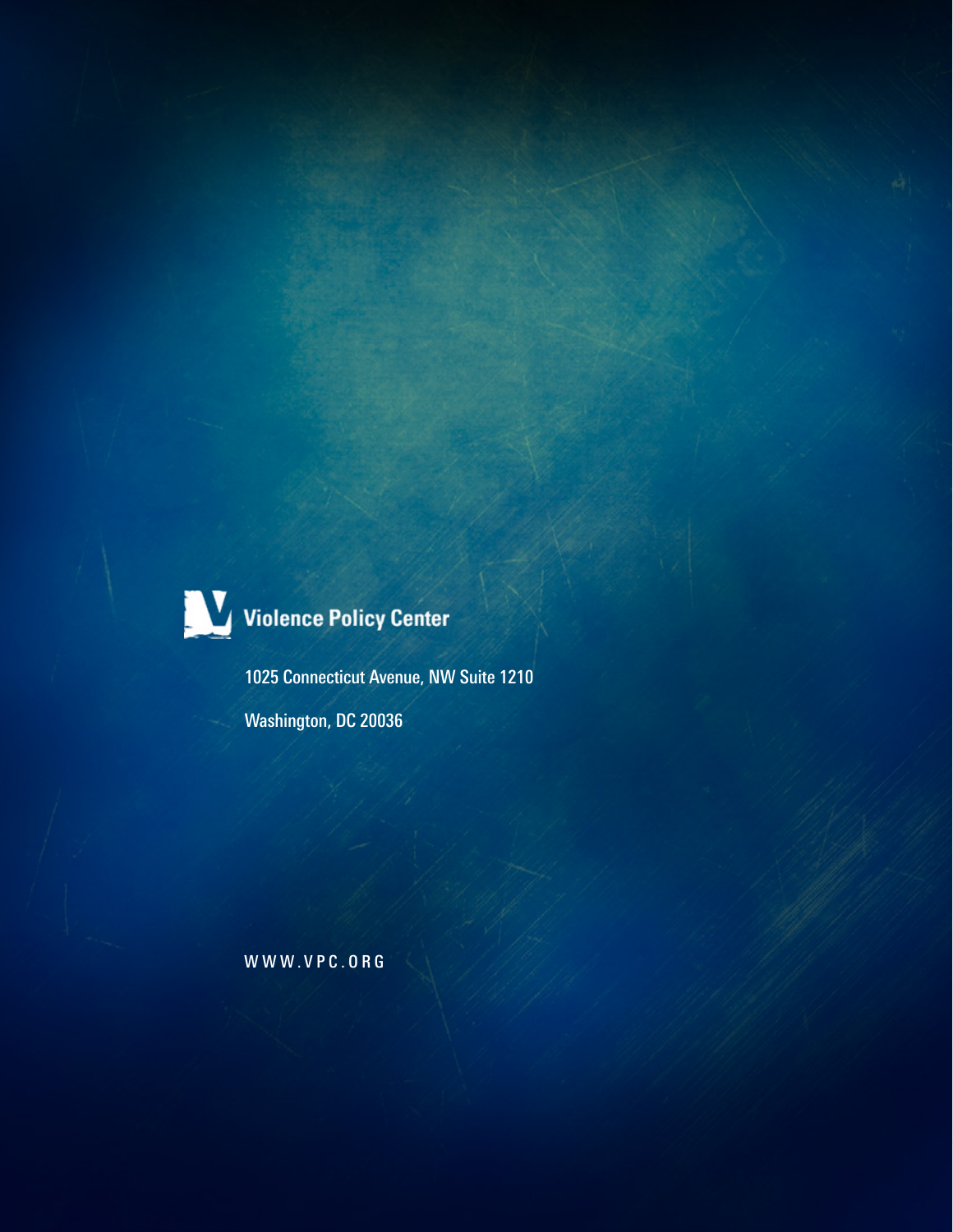Violence Policy Center

1025 Connecticut Avenue, NW Suite 1210

Washington, DC 20036

WWW.VPC.ORG